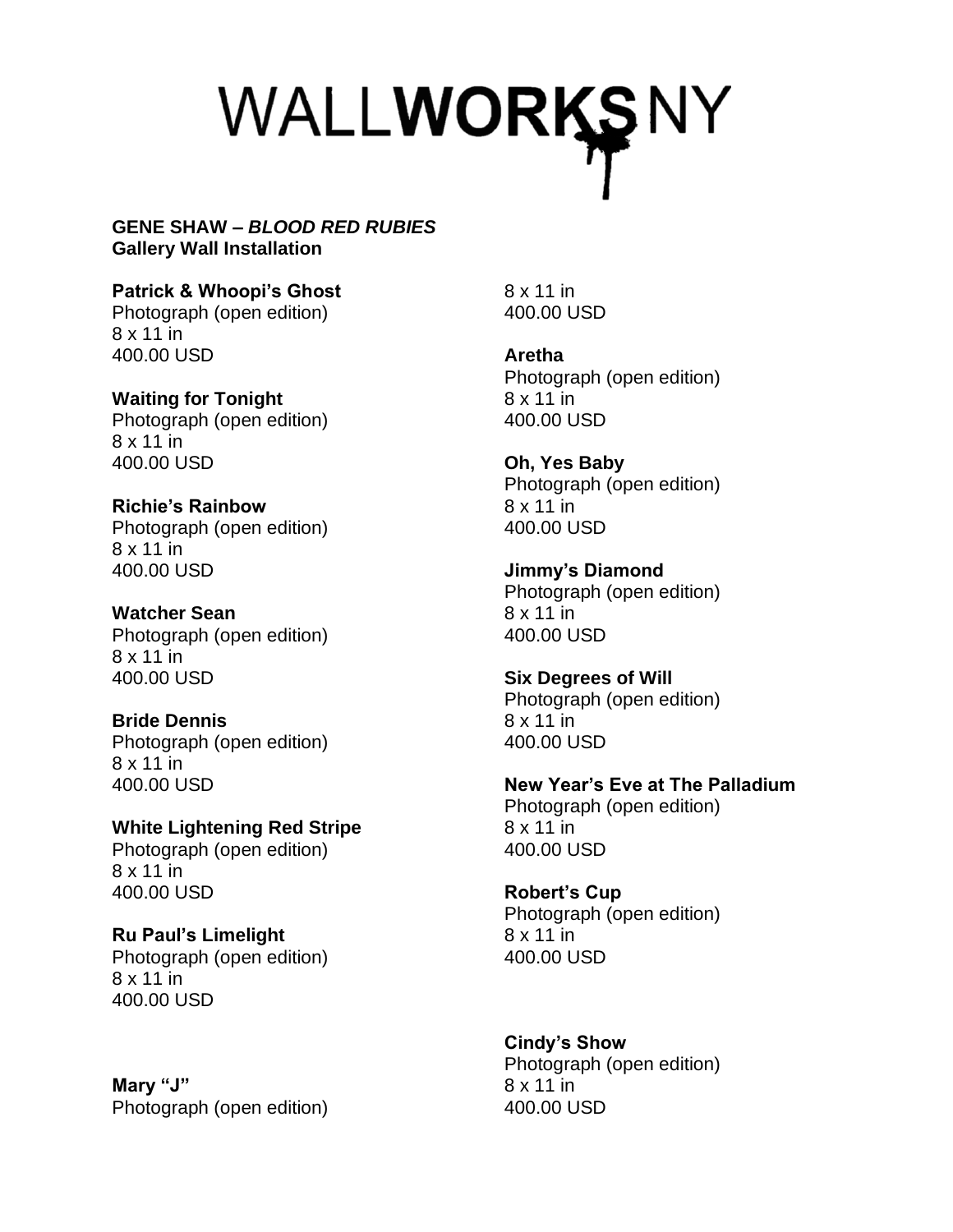# WALLWORKSNY

**GENE SHAW –** ***BLOOD RED RUBIES***
**Gallery Wall Installation**

**Patrick & Whoopi's Ghost**
Photograph (open edition)
8 x 11 in
400.00 USD

**Waiting for Tonight**
Photograph (open edition)
8 x 11 in
400.00 USD

**Richie's Rainbow**
Photograph (open edition)
8 x 11 in
400.00 USD

**Watcher Sean**
Photograph (open edition)
8 x 11 in
400.00 USD

**Bride Dennis**
Photograph (open edition)
8 x 11 in
400.00 USD

**White Lightening Red Stripe**
Photograph (open edition)
8 x 11 in
400.00 USD

**Ru Paul's Limelight**
Photograph (open edition)
8 x 11 in
400.00 USD

**Mary "J"**
Photograph (open edition)
8 x 11 in
400.00 USD

**Aretha**
Photograph (open edition)
8 x 11 in
400.00 USD

**Oh, Yes Baby**
Photograph (open edition)
8 x 11 in
400.00 USD

**Jimmy's Diamond**
Photograph (open edition)
8 x 11 in
400.00 USD

**Six Degrees of Will**
Photograph (open edition)
8 x 11 in
400.00 USD

**New Year's Eve at The Palladium**
Photograph (open edition)
8 x 11 in
400.00 USD

**Robert's Cup**
Photograph (open edition)
8 x 11 in
400.00 USD

**Cindy's Show**
Photograph (open edition)
8 x 11 in
400.00 USD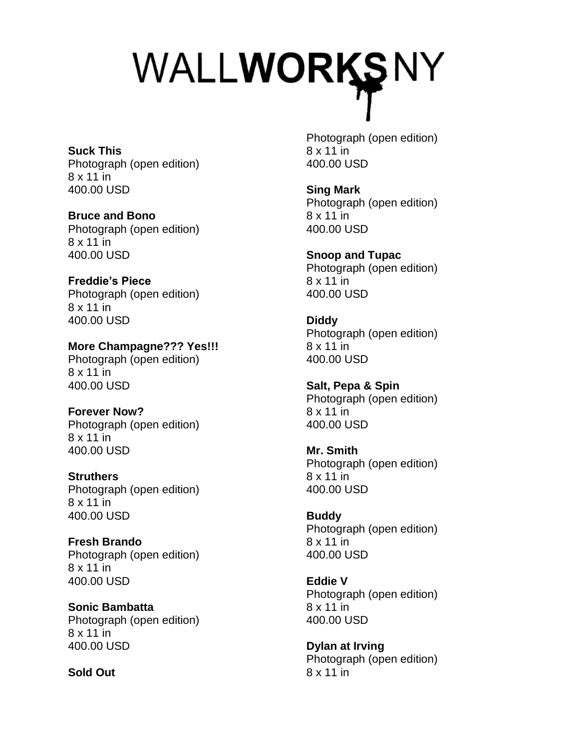# WALLWORKSNY

**Suck This**
Photograph (open edition)
8 x 11 in
400.00 USD

**Bruce and Bono**
Photograph (open edition)
8 x 11 in
400.00 USD

**Freddie's Piece**
Photograph (open edition)
8 x 11 in
400.00 USD

**More Champagne??? Yes!!!**
Photograph (open edition)
8 x 11 in
400.00 USD

**Forever Now?**
Photograph (open edition)
8 x 11 in
400.00 USD

**Struthers**
Photograph (open edition)
8 x 11 in
400.00 USD

**Fresh Brando**
Photograph (open edition)
8 x 11 in
400.00 USD

**Sonic Bambatta**
Photograph (open edition)
8 x 11 in
400.00 USD

**Sold Out**
Photograph (open edition)
8 x 11 in
400.00 USD

**Sing Mark**
Photograph (open edition)
8 x 11 in
400.00 USD

**Snoop and Tupac**
Photograph (open edition)
8 x 11 in
400.00 USD

**Diddy**
Photograph (open edition)
8 x 11 in
400.00 USD

**Salt, Pepa & Spin**
Photograph (open edition)
8 x 11 in
400.00 USD

**Mr. Smith**
Photograph (open edition)
8 x 11 in
400.00 USD

**Buddy**
Photograph (open edition)
8 x 11 in
400.00 USD

**Eddie V**
Photograph (open edition)
8 x 11 in
400.00 USD

**Dylan at Irving**
Photograph (open edition)
8 x 11 in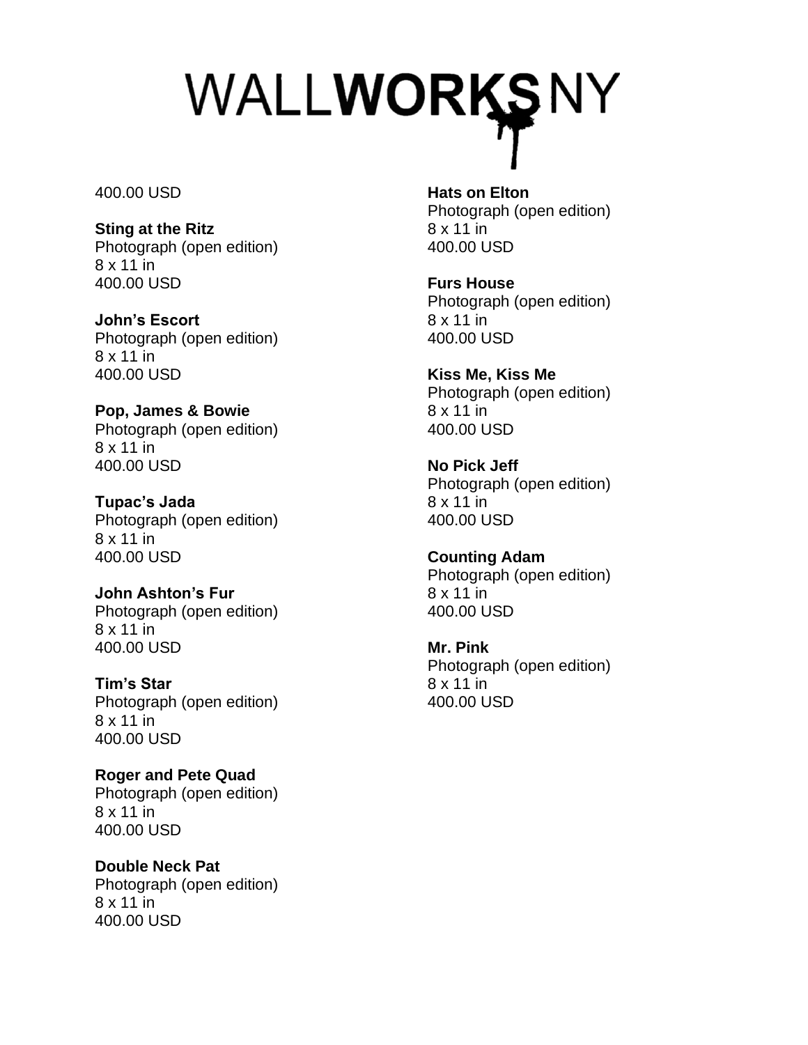# WALLWORKS NY

400.00 USD

**Sting at the Ritz**
Photograph (open edition)
8 x 11 in
400.00 USD

**John's Escort**
Photograph (open edition)
8 x 11 in
400.00 USD

**Pop, James & Bowie**
Photograph (open edition)
8 x 11 in
400.00 USD

**Tupac's Jada**
Photograph (open edition)
8 x 11 in
400.00 USD

**John Ashton's Fur**
Photograph (open edition)
8 x 11 in
400.00 USD

**Tim's Star**
Photograph (open edition)
8 x 11 in
400.00 USD

**Roger and Pete Quad**
Photograph (open edition)
8 x 11 in
400.00 USD

**Double Neck Pat**
Photograph (open edition)
8 x 11 in
400.00 USD

**Hats on Elton**
Photograph (open edition)
8 x 11 in
400.00 USD

**Furs House**
Photograph (open edition)
8 x 11 in
400.00 USD

**Kiss Me, Kiss Me**
Photograph (open edition)
8 x 11 in
400.00 USD

**No Pick Jeff**
Photograph (open edition)
8 x 11 in
400.00 USD

**Counting Adam**
Photograph (open edition)
8 x 11 in
400.00 USD

**Mr. Pink**
Photograph (open edition)
8 x 11 in
400.00 USD